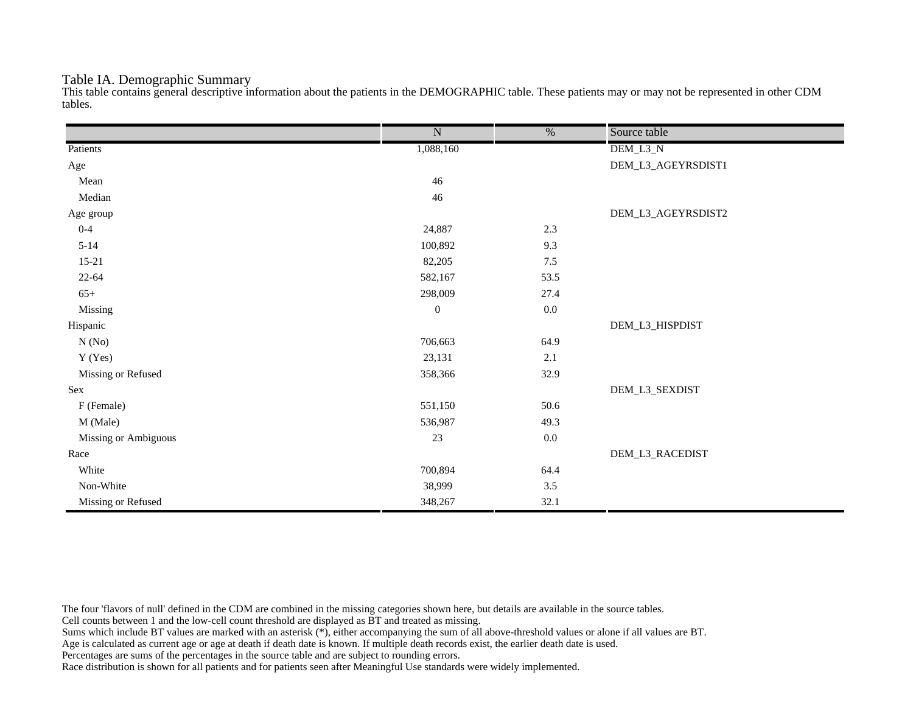# Table IA. Demographic Summary

This table contains general descriptive information about the patients in the DEMOGRAPHIC table. These patients may or may not be represented in other CDM tables.

| | N | % | Source table |
|---|---|---|---|
| Patients | 1,088,160 | | DEM_L3_N |
| Age | | | DEM_L3_AGEYRSDIST1 |
| Mean | 46 | | |
| Median | 46 | | |
| Age group | | | DEM_L3_AGEYRSDIST2 |
| 0-4 | 24,887 | 2.3 | |
| 5-14 | 100,892 | 9.3 | |
| 15-21 | 82,205 | 7.5 | |
| 22-64 | 582,167 | 53.5 | |
| 65+ | 298,009 | 27.4 | |
| Missing | 0 | 0.0 | |
| Hispanic | | | DEM_L3_HISPDIST |
| N (No) | 706,663 | 64.9 | |
| Y (Yes) | 23,131 | 2.1 | |
| Missing or Refused | 358,366 | 32.9 | |
| Sex | | | DEM_L3_SEXDIST |
| F (Female) | 551,150 | 50.6 | |
| M (Male) | 536,987 | 49.3 | |
| Missing or Ambiguous | 23 | 0.0 | |
| Race | | | DEM_L3_RACEDIST |
| White | 700,894 | 64.4 | |
| Non-White | 38,999 | 3.5 | |
| Missing or Refused | 348,267 | 32.1 | |

The four 'flavors of null' defined in the CDM are combined in the missing categories shown here, but details are available in the source tables.
Cell counts between 1 and the low-cell count threshold are displayed as BT and treated as missing.
Sums which include BT values are marked with an asterisk (*), either accompanying the sum of all above-threshold values or alone if all values are BT.
Age is calculated as current age or age at death if death date is known. If multiple death records exist, the earlier death date is used.
Percentages are sums of the percentages in the source table and are subject to rounding errors.
Race distribution is shown for all patients and for patients seen after Meaningful Use standards were widely implemented.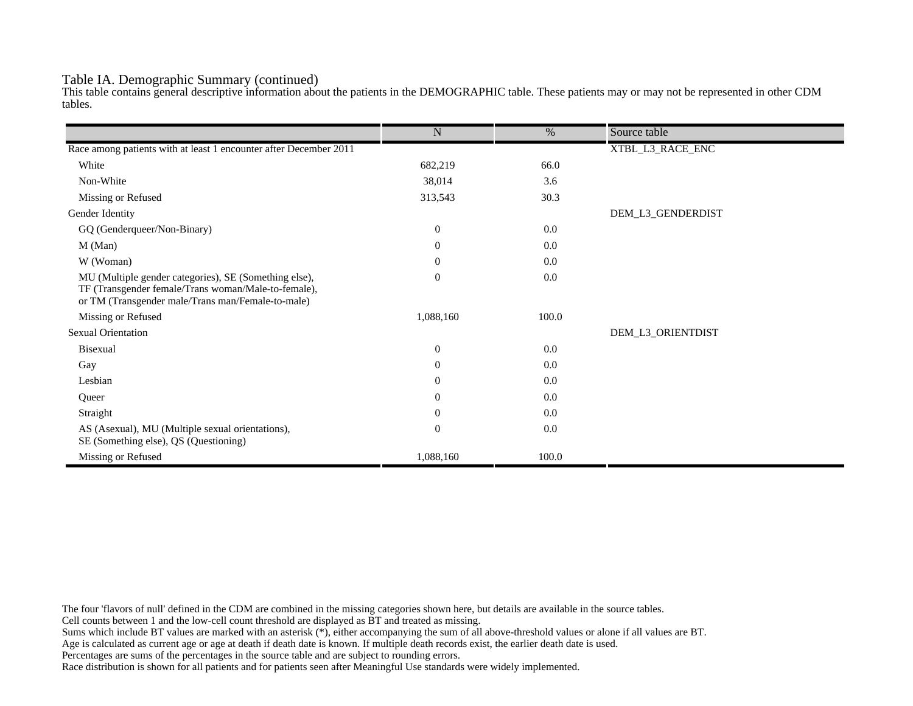Table IA. Demographic Summary (continued)

This table contains general descriptive information about the patients in the DEMOGRAPHIC table. These patients may or may not be represented in other CDM tables.

| | N | % | Source table |
|---|---|---|---|
| Race among patients with at least 1 encounter after December 2011 | | | XTBL_L3_RACE_ENC |
| White | 682,219 | 66.0 | |
| Non-White | 38,014 | 3.6 | |
| Missing or Refused | 313,543 | 30.3 | |
| Gender Identity | | | DEM_L3_GENDERDIST |
| GQ (Genderqueer/Non-Binary) | 0 | 0.0 | |
| M (Man) | 0 | 0.0 | |
| W (Woman) | 0 | 0.0 | |
| MU (Multiple gender categories), SE (Something else), TF (Transgender female/Trans woman/Male-to-female), or TM (Transgender male/Trans man/Female-to-male) | 0 | 0.0 | |
| Missing or Refused | 1,088,160 | 100.0 | |
| Sexual Orientation | | | DEM_L3_ORIENTDIST |
| Bisexual | 0 | 0.0 | |
| Gay | 0 | 0.0 | |
| Lesbian | 0 | 0.0 | |
| Queer | 0 | 0.0 | |
| Straight | 0 | 0.0 | |
| AS (Asexual), MU (Multiple sexual orientations), SE (Something else), QS (Questioning) | 0 | 0.0 | |
| Missing or Refused | 1,088,160 | 100.0 | |

The four 'flavors of null' defined in the CDM are combined in the missing categories shown here, but details are available in the source tables.
Cell counts between 1 and the low-cell count threshold are displayed as BT and treated as missing.
Sums which include BT values are marked with an asterisk (*), either accompanying the sum of all above-threshold values or alone if all values are BT.
Age is calculated as current age or age at death if death date is known. If multiple death records exist, the earlier death date is used.
Percentages are sums of the percentages in the source table and are subject to rounding errors.
Race distribution is shown for all patients and for patients seen after Meaningful Use standards were widely implemented.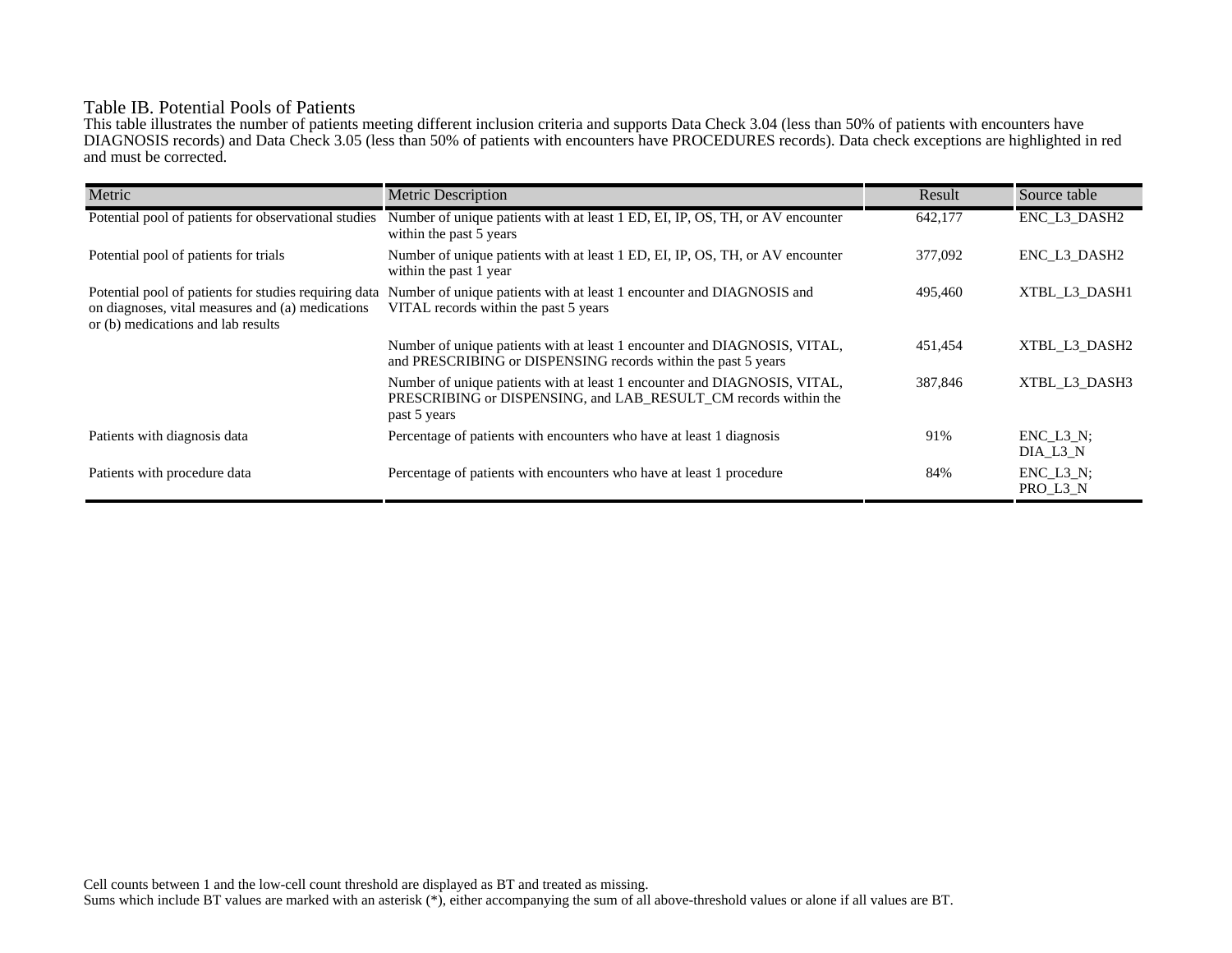Table IB. Potential Pools of Patients

This table illustrates the number of patients meeting different inclusion criteria and supports Data Check 3.04 (less than 50% of patients with encounters have DIAGNOSIS records) and Data Check 3.05 (less than 50% of patients with encounters have PROCEDURES records). Data check exceptions are highlighted in red and must be corrected.

| Metric | Metric Description | Result | Source table |
|---|---|---|---|
| Potential pool of patients for observational studies | Number of unique patients with at least 1 ED, EI, IP, OS, TH, or AV encounter within the past 5 years | 642,177 | ENC_L3_DASH2 |
| Potential pool of patients for trials | Number of unique patients with at least 1 ED, EI, IP, OS, TH, or AV encounter within the past 1 year | 377,092 | ENC_L3_DASH2 |
| Potential pool of patients for studies requiring data on diagnoses, vital measures and (a) medications or (b) medications and lab results | Number of unique patients with at least 1 encounter and DIAGNOSIS and VITAL records within the past 5 years | 495,460 | XTBL_L3_DASH1 |
| | Number of unique patients with at least 1 encounter and DIAGNOSIS, VITAL, and PRESCRIBING or DISPENSING records within the past 5 years | 451,454 | XTBL_L3_DASH2 |
| | Number of unique patients with at least 1 encounter and DIAGNOSIS, VITAL, PRESCRIBING or DISPENSING, and LAB_RESULT_CM records within the past 5 years | 387,846 | XTBL_L3_DASH3 |
| Patients with diagnosis data | Percentage of patients with encounters who have at least 1 diagnosis | 91% | ENC_L3_N; DIA_L3_N |
| Patients with procedure data | Percentage of patients with encounters who have at least 1 procedure | 84% | ENC_L3_N; PRO_L3_N |

Cell counts between 1 and the low-cell count threshold are displayed as BT and treated as missing.
Sums which include BT values are marked with an asterisk (*), either accompanying the sum of all above-threshold values or alone if all values are BT.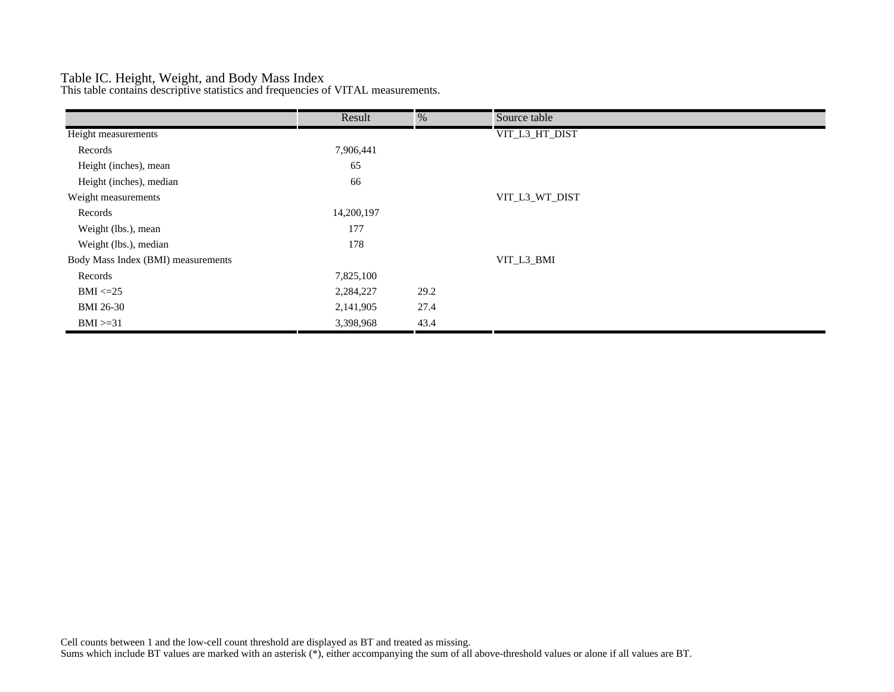# Table IC. Height, Weight, and Body Mass Index

This table contains descriptive statistics and frequencies of VITAL measurements.

| | Result | % | Source table |
|---|---|---|---|
| Height measurements | | | VIT_L3_HT_DIST |
| Records | 7,906,441 | | |
| Height (inches), mean | 65 | | |
| Height (inches), median | 66 | | |
| Weight measurements | | | VIT_L3_WT_DIST |
| Records | 14,200,197 | | |
| Weight (lbs.), mean | 177 | | |
| Weight (lbs.), median | 178 | | |
| Body Mass Index (BMI) measurements | | | VIT_L3_BMI |
| Records | 7,825,100 | | |
| BMI <=25 | 2,284,227 | 29.2 | |
| BMI 26-30 | 2,141,905 | 27.4 | |
| BMI >=31 | 3,398,968 | 43.4 | |

Cell counts between 1 and the low-cell count threshold are displayed as BT and treated as missing.
Sums which include BT values are marked with an asterisk (*), either accompanying the sum of all above-threshold values or alone if all values are BT.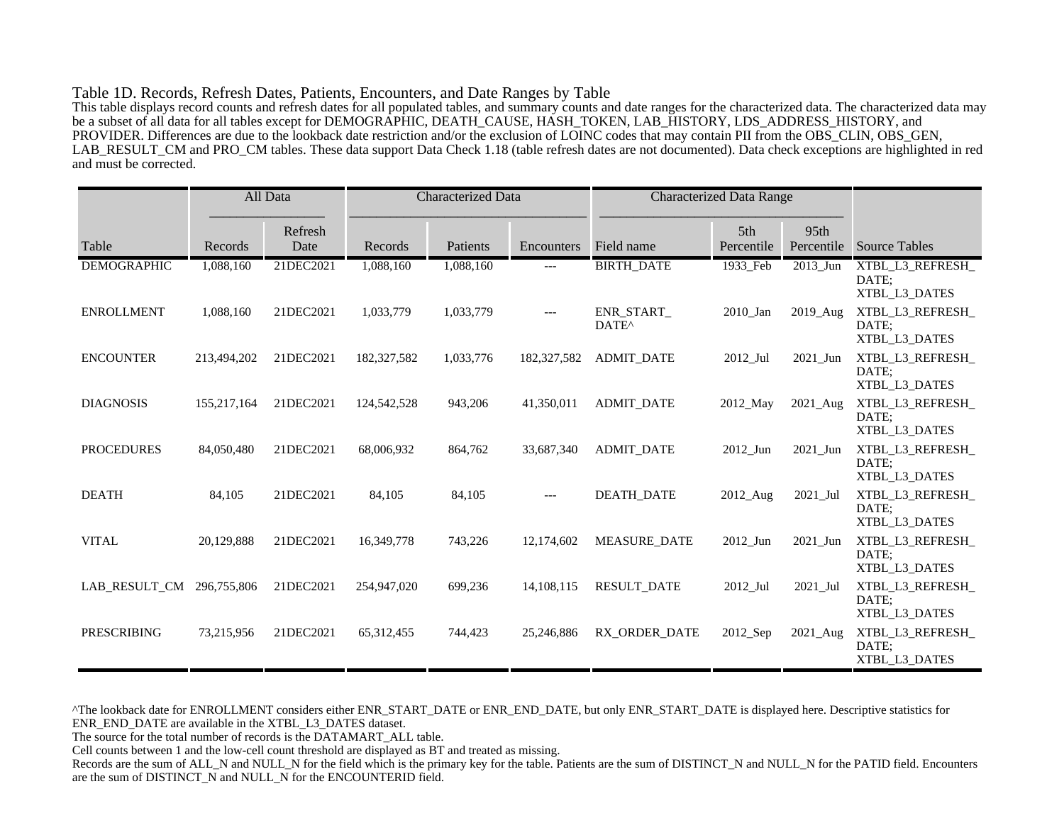Table 1D. Records, Refresh Dates, Patients, Encounters, and Date Ranges by Table

This table displays record counts and refresh dates for all populated tables, and summary counts and date ranges for the characterized data. The characterized data may be a subset of all data for all tables except for DEMOGRAPHIC, DEATH_CAUSE, HASH_TOKEN, LAB_HISTORY, LDS_ADDRESS_HISTORY, and PROVIDER. Differences are due to the lookback date restriction and/or the exclusion of LOINC codes that may contain PII from the OBS_CLIN, OBS_GEN, LAB_RESULT_CM and PRO_CM tables. These data support Data Check 1.18 (table refresh dates are not documented). Data check exceptions are highlighted in red and must be corrected.

| | All Data | | Characterized Data | | | Characterized Data Range | | | |
|---|---|---|---|---|---|---|---|---|---|
| Table | Records | Refresh Date | Records | Patients | Encounters | Field name | 5th Percentile | 95th Percentile | Source Tables |
| DEMOGRAPHIC | 1,088,160 | 21DEC2021 | 1,088,160 | 1,088,160 | --- | BIRTH_DATE | 1933_Feb | 2013_Jun | XTBL_L3_REFRESH_DATE; XTBL_L3_DATES |
| ENROLLMENT | 1,088,160 | 21DEC2021 | 1,033,779 | 1,033,779 | --- | ENR_START_DATE^ | 2010_Jan | 2019_Aug | XTBL_L3_REFRESH_DATE; XTBL_L3_DATES |
| ENCOUNTER | 213,494,202 | 21DEC2021 | 182,327,582 | 1,033,776 | 182,327,582 | ADMIT_DATE | 2012_Jul | 2021_Jun | XTBL_L3_REFRESH_DATE; XTBL_L3_DATES |
| DIAGNOSIS | 155,217,164 | 21DEC2021 | 124,542,528 | 943,206 | 41,350,011 | ADMIT_DATE | 2012_May | 2021_Aug | XTBL_L3_REFRESH_DATE; XTBL_L3_DATES |
| PROCEDURES | 84,050,480 | 21DEC2021 | 68,006,932 | 864,762 | 33,687,340 | ADMIT_DATE | 2012_Jun | 2021_Jun | XTBL_L3_REFRESH_DATE; XTBL_L3_DATES |
| DEATH | 84,105 | 21DEC2021 | 84,105 | 84,105 | --- | DEATH_DATE | 2012_Aug | 2021_Jul | XTBL_L3_REFRESH_DATE; XTBL_L3_DATES |
| VITAL | 20,129,888 | 21DEC2021 | 16,349,778 | 743,226 | 12,174,602 | MEASURE_DATE | 2012_Jun | 2021_Jun | XTBL_L3_REFRESH_DATE; XTBL_L3_DATES |
| LAB_RESULT_CM | 296,755,806 | 21DEC2021 | 254,947,020 | 699,236 | 14,108,115 | RESULT_DATE | 2012_Jul | 2021_Jul | XTBL_L3_REFRESH_DATE; XTBL_L3_DATES |
| PRESCRIBING | 73,215,956 | 21DEC2021 | 65,312,455 | 744,423 | 25,246,886 | RX_ORDER_DATE | 2012_Sep | 2021_Aug | XTBL_L3_REFRESH_DATE; XTBL_L3_DATES |

^The lookback date for ENROLLMENT considers either ENR_START_DATE or ENR_END_DATE, but only ENR_START_DATE is displayed here. Descriptive statistics for ENR_END_DATE are available in the XTBL_L3_DATES dataset.

The source for the total number of records is the DATAMART_ALL table.

Cell counts between 1 and the low-cell count threshold are displayed as BT and treated as missing.

Records are the sum of ALL_N and NULL_N for the field which is the primary key for the table. Patients are the sum of DISTINCT_N and NULL_N for the PATID field. Encounters are the sum of DISTINCT_N and NULL_N for the ENCOUNTERID field.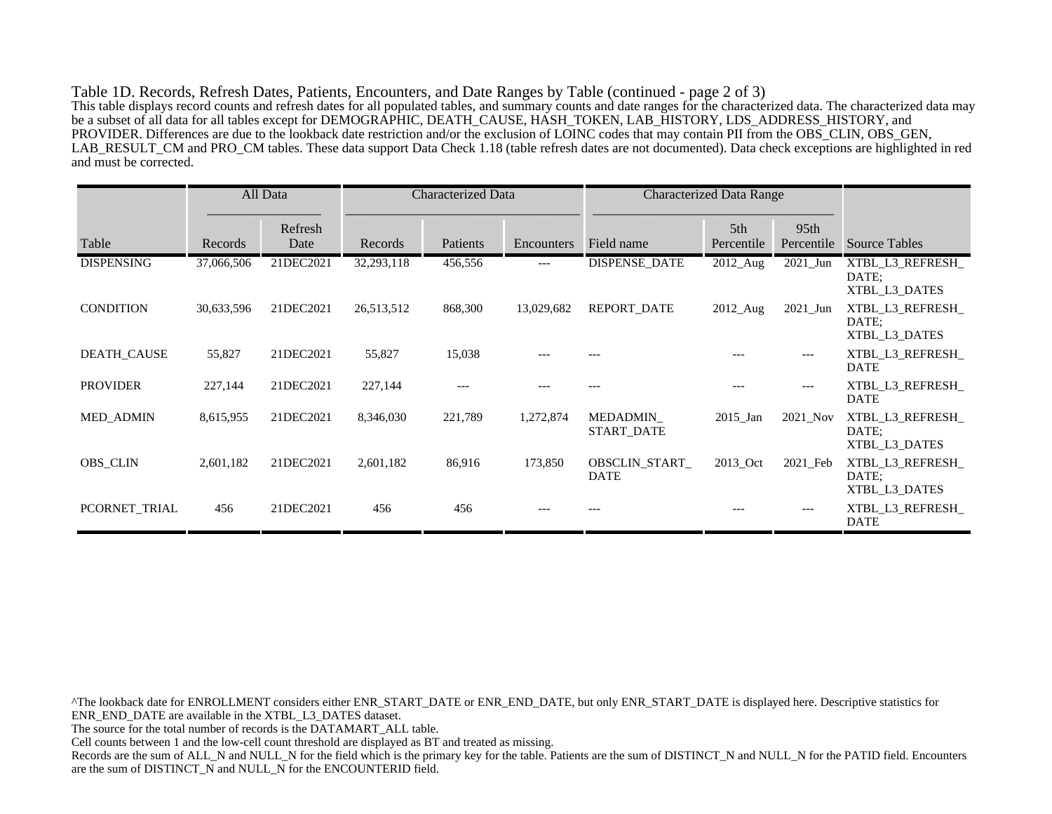Table 1D. Records, Refresh Dates, Patients, Encounters, and Date Ranges by Table (continued - page 2 of 3)

This table displays record counts and refresh dates for all populated tables, and summary counts and date ranges for the characterized data. The characterized data may be a subset of all data for all tables except for DEMOGRAPHIC, DEATH_CAUSE, HASH_TOKEN, LAB_HISTORY, LDS_ADDRESS_HISTORY, and PROVIDER. Differences are due to the lookback date restriction and/or the exclusion of LOINC codes that may contain PII from the OBS_CLIN, OBS_GEN, LAB_RESULT_CM and PRO_CM tables. These data support Data Check 1.18 (table refresh dates are not documented). Data check exceptions are highlighted in red and must be corrected.

| | All Data | | Characterized Data | | | Characterized Data Range | | | |
|---|---|---|---|---|---|---|---|---|---|
| Table | Records | Refresh Date | Records | Patients | Encounters | Field name | 5th Percentile | 95th Percentile | Source Tables |
| DISPENSING | 37,066,506 | 21DEC2021 | 32,293,118 | 456,556 | --- | DISPENSE_DATE | 2012_Aug | 2021_Jun | XTBL_L3_REFRESH_DATE; XTBL_L3_DATES |
| CONDITION | 30,633,596 | 21DEC2021 | 26,513,512 | 868,300 | 13,029,682 | REPORT_DATE | 2012_Aug | 2021_Jun | XTBL_L3_REFRESH_DATE; XTBL_L3_DATES |
| DEATH_CAUSE | 55,827 | 21DEC2021 | 55,827 | 15,038 | --- | --- | --- | --- | XTBL_L3_REFRESH_DATE |
| PROVIDER | 227,144 | 21DEC2021 | 227,144 | --- | --- | --- | --- | --- | XTBL_L3_REFRESH_DATE |
| MED_ADMIN | 8,615,955 | 21DEC2021 | 8,346,030 | 221,789 | 1,272,874 | MEDADMIN_START_DATE | 2015_Jan | 2021_Nov | XTBL_L3_REFRESH_DATE; XTBL_L3_DATES |
| OBS_CLIN | 2,601,182 | 21DEC2021 | 2,601,182 | 86,916 | 173,850 | OBSCLIN_START_DATE | 2013_Oct | 2021_Feb | XTBL_L3_REFRESH_DATE; XTBL_L3_DATES |
| PCORNET_TRIAL | 456 | 21DEC2021 | 456 | 456 | --- | --- | --- | --- | XTBL_L3_REFRESH_DATE |

^The lookback date for ENROLLMENT considers either ENR_START_DATE or ENR_END_DATE, but only ENR_START_DATE is displayed here. Descriptive statistics for ENR_END_DATE are available in the XTBL_L3_DATES dataset.

The source for the total number of records is the DATAMART_ALL table.

Cell counts between 1 and the low-cell count threshold are displayed as BT and treated as missing.

Records are the sum of ALL_N and NULL_N for the field which is the primary key for the table. Patients are the sum of DISTINCT_N and NULL_N for the PATID field. Encounters are the sum of DISTINCT_N and NULL_N for the ENCOUNTERID field.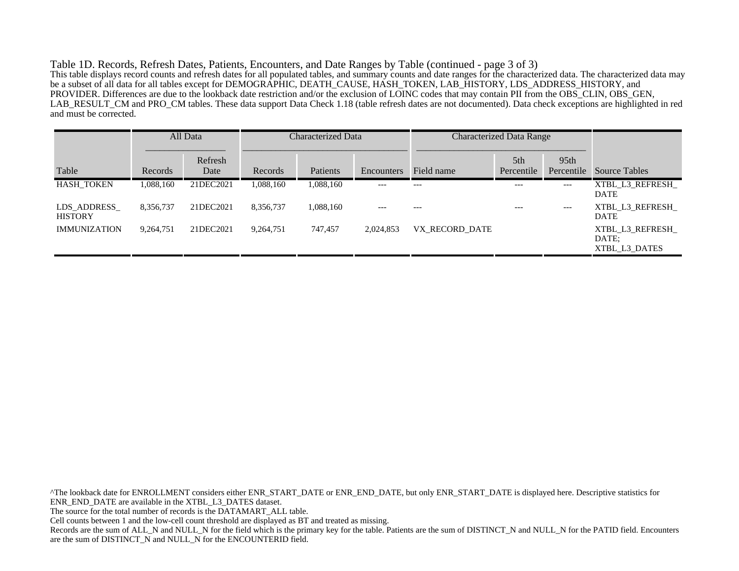Table 1D. Records, Refresh Dates, Patients, Encounters, and Date Ranges by Table (continued - page 3 of 3)

This table displays record counts and refresh dates for all populated tables, and summary counts and date ranges for the characterized data. The characterized data may be a subset of all data for all tables except for DEMOGRAPHIC, DEATH_CAUSE, HASH_TOKEN, LAB_HISTORY, LDS_ADDRESS_HISTORY, and PROVIDER. Differences are due to the lookback date restriction and/or the exclusion of LOINC codes that may contain PII from the OBS_CLIN, OBS_GEN, LAB_RESULT_CM and PRO_CM tables. These data support Data Check 1.18 (table refresh dates are not documented). Data check exceptions are highlighted in red and must be corrected.

| | All Data | | Characterized Data | | | Characterized Data Range | | | |
|---|---|---|---|---|---|---|---|---|---|
| Table | Records | Refresh Date | Records | Patients | Encounters | Field name | 5th Percentile | 95th Percentile | Source Tables |
| HASH_TOKEN | 1,088,160 | 21DEC2021 | 1,088,160 | 1,088,160 | --- | --- | --- | --- | XTBL_L3_REFRESH_DATE |
| LDS_ADDRESS_HISTORY | 8,356,737 | 21DEC2021 | 8,356,737 | 1,088,160 | --- | --- | --- | --- | XTBL_L3_REFRESH_DATE |
| IMMUNIZATION | 9,264,751 | 21DEC2021 | 9,264,751 | 747,457 | 2,024,853 | VX_RECORD_DATE | | | XTBL_L3_REFRESH_DATE; XTBL_L3_DATES |

^The lookback date for ENROLLMENT considers either ENR_START_DATE or ENR_END_DATE, but only ENR_START_DATE is displayed here. Descriptive statistics for ENR_END_DATE are available in the XTBL_L3_DATES dataset.

The source for the total number of records is the DATAMART_ALL table.

Cell counts between 1 and the low-cell count threshold are displayed as BT and treated as missing.

Records are the sum of ALL_N and NULL_N for the field which is the primary key for the table. Patients are the sum of DISTINCT_N and NULL_N for the PATID field. Encounters are the sum of DISTINCT_N and NULL_N for the ENCOUNTERID field.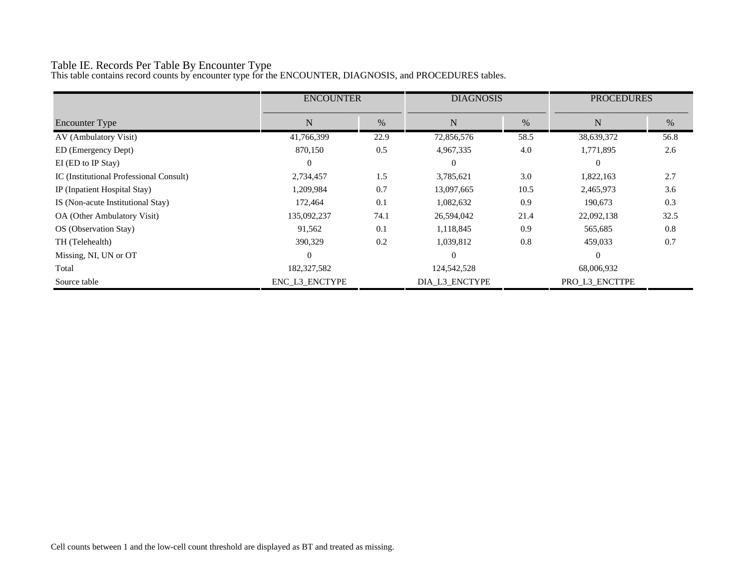# Table IE. Records Per Table By Encounter Type

This table contains record counts by encounter type for the ENCOUNTER, DIAGNOSIS, and PROCEDURES tables.

| | ENCOUNTER | | DIAGNOSIS | | PROCEDURES | |
|---|---|---|---|---|---|---|
| Encounter Type | N | % | N | % | N | % |
| AV (Ambulatory Visit) | 41,766,399 | 22.9 | 72,856,576 | 58.5 | 38,639,372 | 56.8 |
| ED (Emergency Dept) | 870,150 | 0.5 | 4,967,335 | 4.0 | 1,771,895 | 2.6 |
| EI (ED to IP Stay) | 0 | | 0 | | 0 | |
| IC (Institutional Professional Consult) | 2,734,457 | 1.5 | 3,785,621 | 3.0 | 1,822,163 | 2.7 |
| IP (Inpatient Hospital Stay) | 1,209,984 | 0.7 | 13,097,665 | 10.5 | 2,465,973 | 3.6 |
| IS (Non-acute Institutional Stay) | 172,464 | 0.1 | 1,082,632 | 0.9 | 190,673 | 0.3 |
| OA (Other Ambulatory Visit) | 135,092,237 | 74.1 | 26,594,042 | 21.4 | 22,092,138 | 32.5 |
| OS (Observation Stay) | 91,562 | 0.1 | 1,118,845 | 0.9 | 565,685 | 0.8 |
| TH (Telehealth) | 390,329 | 0.2 | 1,039,812 | 0.8 | 459,033 | 0.7 |
| Missing, NI, UN or OT | 0 | | 0 | | 0 | |
| Total | 182,327,582 | | 124,542,528 | | 68,006,932 | |
| Source table | ENC_L3_ENCTYPE | | DIA_L3_ENCTYPE | | PRO_L3_ENCTTPE | |

Cell counts between 1 and the low-cell count threshold are displayed as BT and treated as missing.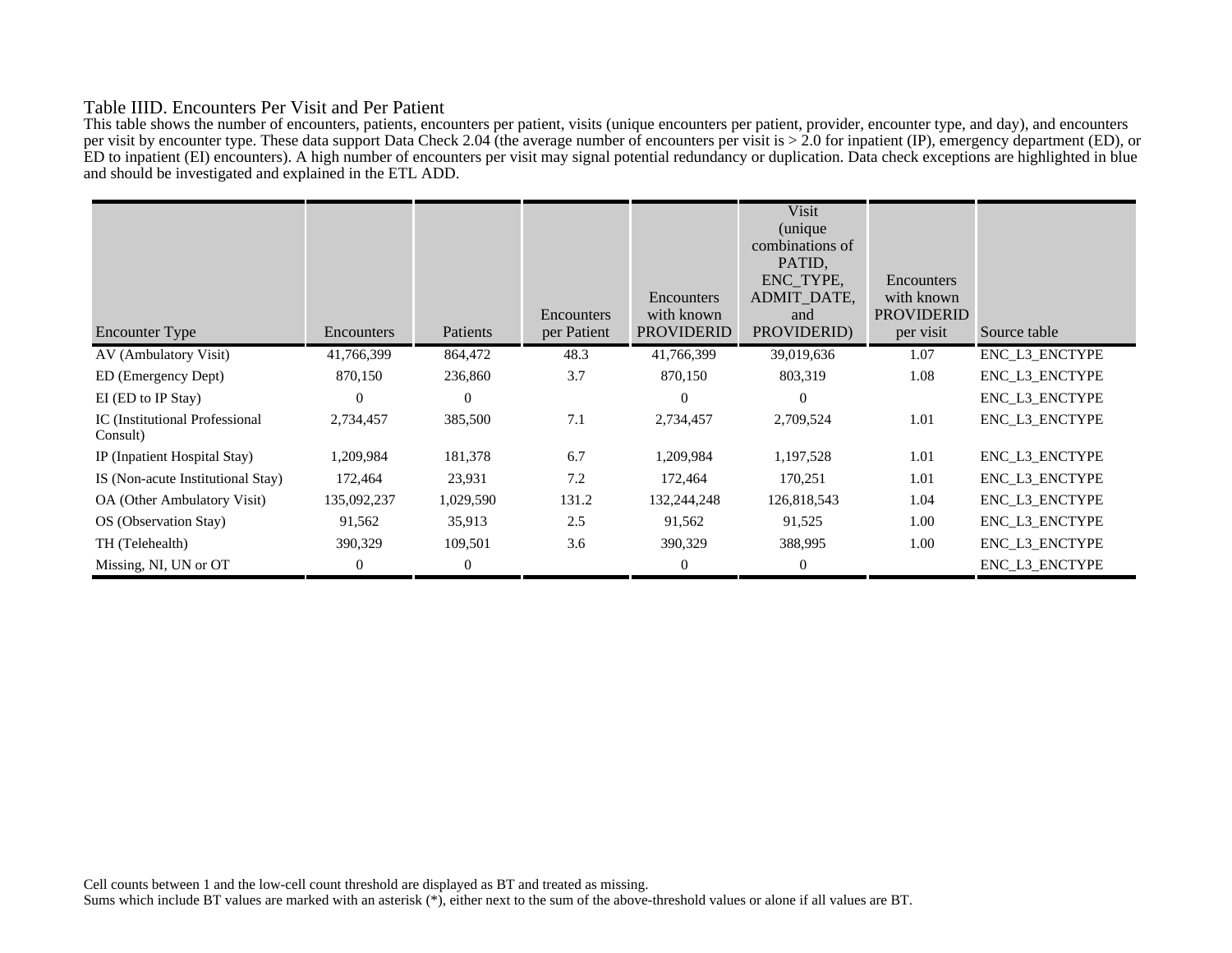Table IIID. Encounters Per Visit and Per Patient

This table shows the number of encounters, patients, encounters per patient, visits (unique encounters per patient, provider, encounter type, and day), and encounters per visit by encounter type. These data support Data Check 2.04 (the average number of encounters per visit is > 2.0 for inpatient (IP), emergency department (ED), or ED to inpatient (EI) encounters). A high number of encounters per visit may signal potential redundancy or duplication. Data check exceptions are highlighted in blue and should be investigated and explained in the ETL ADD.

| Encounter Type | Encounters | Patients | Encounters per Patient | Encounters with known PROVIDERID | Visit (unique combinations of PATID, ENC_TYPE, ADMIT_DATE, and PROVIDERID) | Encounters with known PROVIDERID per visit | Source table |
|---|---|---|---|---|---|---|---|
| AV (Ambulatory Visit) | 41,766,399 | 864,472 | 48.3 | 41,766,399 | 39,019,636 | 1.07 | ENC_L3_ENCTYPE |
| ED (Emergency Dept) | 870,150 | 236,860 | 3.7 | 870,150 | 803,319 | 1.08 | ENC_L3_ENCTYPE |
| EI (ED to IP Stay) | 0 | 0 | | 0 | 0 | | ENC_L3_ENCTYPE |
| IC (Institutional Professional Consult) | 2,734,457 | 385,500 | 7.1 | 2,734,457 | 2,709,524 | 1.01 | ENC_L3_ENCTYPE |
| IP (Inpatient Hospital Stay) | 1,209,984 | 181,378 | 6.7 | 1,209,984 | 1,197,528 | 1.01 | ENC_L3_ENCTYPE |
| IS (Non-acute Institutional Stay) | 172,464 | 23,931 | 7.2 | 172,464 | 170,251 | 1.01 | ENC_L3_ENCTYPE |
| OA (Other Ambulatory Visit) | 135,092,237 | 1,029,590 | 131.2 | 132,244,248 | 126,818,543 | 1.04 | ENC_L3_ENCTYPE |
| OS (Observation Stay) | 91,562 | 35,913 | 2.5 | 91,562 | 91,525 | 1.00 | ENC_L3_ENCTYPE |
| TH (Telehealth) | 390,329 | 109,501 | 3.6 | 390,329 | 388,995 | 1.00 | ENC_L3_ENCTYPE |
| Missing, NI, UN or OT | 0 | 0 | | 0 | 0 | | ENC_L3_ENCTYPE |

Cell counts between 1 and the low-cell count threshold are displayed as BT and treated as missing.
Sums which include BT values are marked with an asterisk (*), either next to the sum of the above-threshold values or alone if all values are BT.